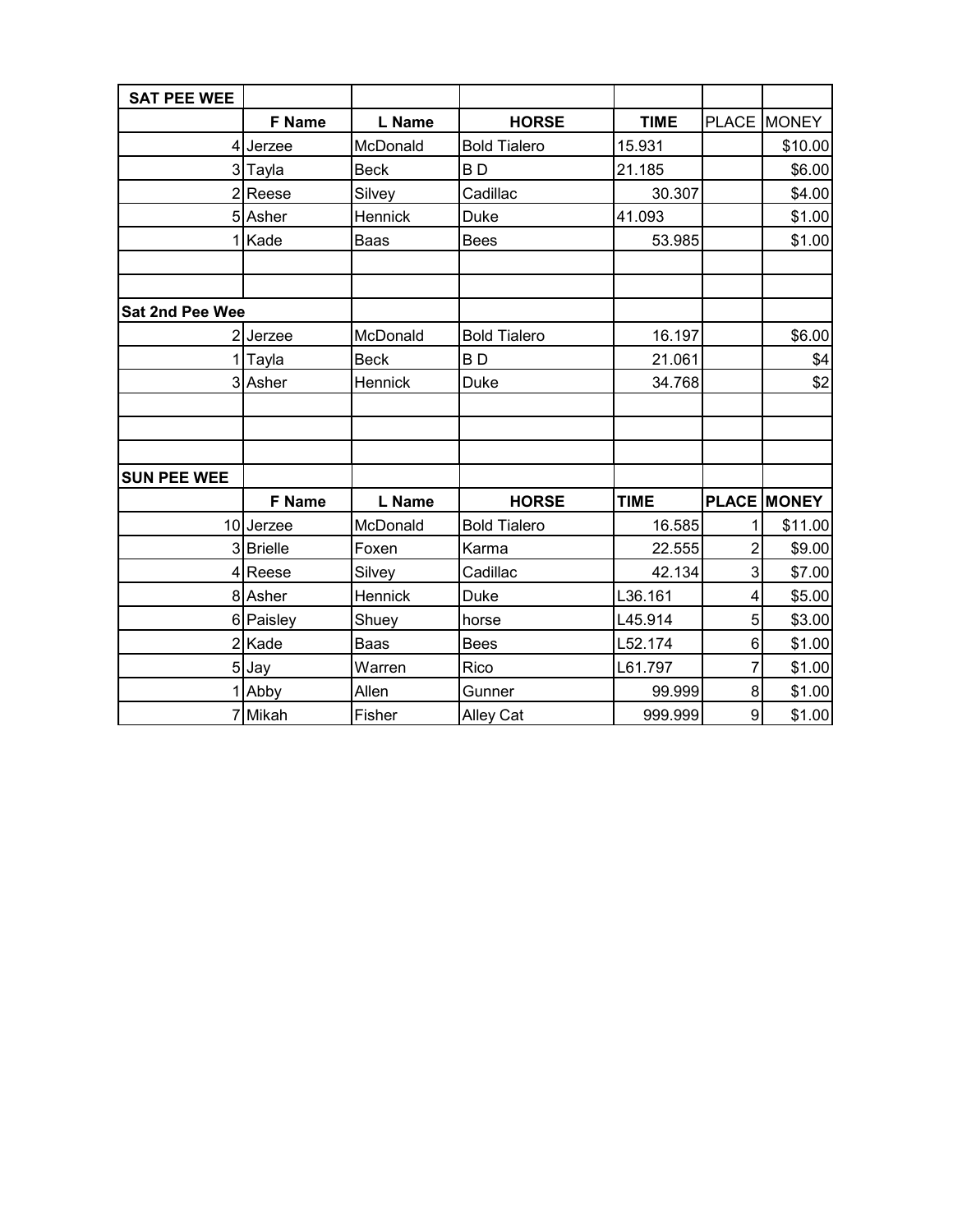| SAT PEE WEE | | | | | | |
|---|---|---|---|---|---|---|
| | F Name | L Name | HORSE | TIME | PLACE | MONEY |
| 4 | Jerzee | McDonald | Bold Tialero | 15.931 | | $10.00 |
| 3 | Tayla | Beck | B D | 21.185 | | $6.00 |
| 2 | Reese | Silvey | Cadillac | 30.307 | | $4.00 |
| 5 | Asher | Hennick | Duke | 41.093 | | $1.00 |
| 1 | Kade | Baas | Bees | 53.985 | | $1.00 |
| | | | | | | |
| | | | | | | |
| Sat 2nd Pee Wee | | | | | | |
| 2 | Jerzee | McDonald | Bold Tialero | 16.197 | | $6.00 |
| 1 | Tayla | Beck | B D | 21.061 | | $4 |
| 3 | Asher | Hennick | Duke | 34.768 | | $2 |
| | | | | | | |
| | | | | | | |
| | | | | | | |
| SUN PEE WEE | | | | | | |
| | F Name | L Name | HORSE | TIME | PLACE | MONEY |
| 10 | Jerzee | McDonald | Bold Tialero | 16.585 | 1 | $11.00 |
| 3 | Brielle | Foxen | Karma | 22.555 | 2 | $9.00 |
| 4 | Reese | Silvey | Cadillac | 42.134 | 3 | $7.00 |
| 8 | Asher | Hennick | Duke | L36.161 | 4 | $5.00 |
| 6 | Paisley | Shuey | horse | L45.914 | 5 | $3.00 |
| 2 | Kade | Baas | Bees | L52.174 | 6 | $1.00 |
| 5 | Jay | Warren | Rico | L61.797 | 7 | $1.00 |
| 1 | Abby | Allen | Gunner | 99.999 | 8 | $1.00 |
| 7 | Mikah | Fisher | Alley Cat | 999.999 | 9 | $1.00 |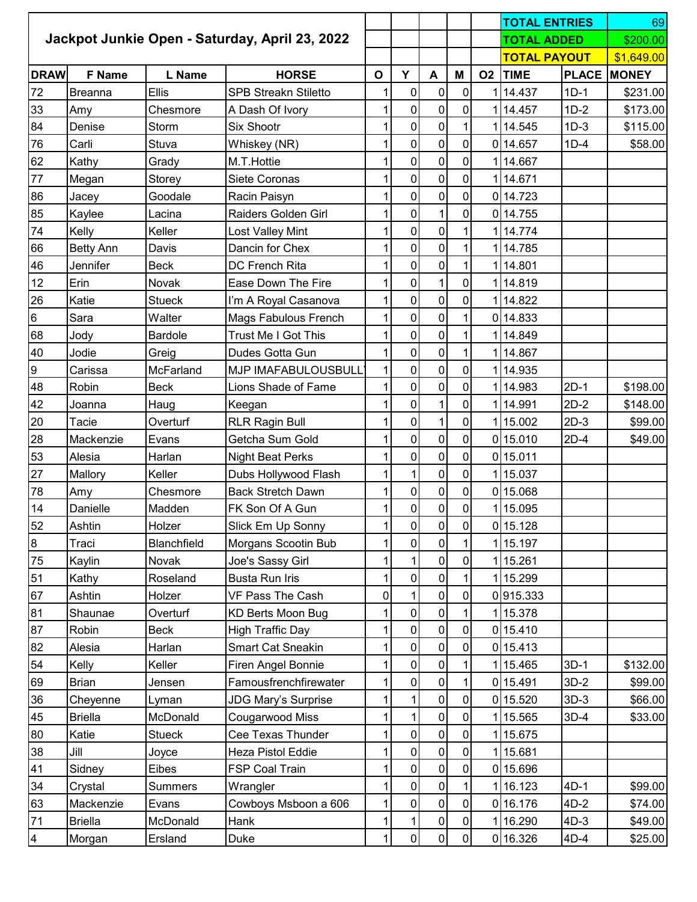# Jackpot Junkie Open - Saturday, April 23, 2022

| | |
|---|---|
| TOTAL ENTRIES | 69 |
| TOTAL ADDED | $200.00 |
| TOTAL PAYOUT | $1,649.00 |

| DRAW | F Name | L Name | HORSE | O | Y | A | M | O2 | TIME | PLACE | MONEY |
|---|---|---|---|---|---|---|---|---|---|---|---|
| 72 | Breanna | Ellis | SPB Streakn Stiletto | 1 | 0 | 0 | 0 | 1 | 14.437 | 1D-1 | $231.00 |
| 33 | Amy | Chesmore | A Dash Of Ivory | 1 | 0 | 0 | 0 | 1 | 14.457 | 1D-2 | $173.00 |
| 84 | Denise | Storm | Six Shootr | 1 | 0 | 0 | 1 | 1 | 14.545 | 1D-3 | $115.00 |
| 76 | Carli | Stuva | Whiskey (NR) | 1 | 0 | 0 | 0 | 0 | 14.657 | 1D-4 | $58.00 |
| 62 | Kathy | Grady | M.T.Hottie | 1 | 0 | 0 | 0 | 1 | 14.667 | | |
| 77 | Megan | Storey | Siete Coronas | 1 | 0 | 0 | 0 | 1 | 14.671 | | |
| 86 | Jacey | Goodale | Racin Paisyn | 1 | 0 | 0 | 0 | 0 | 14.723 | | |
| 85 | Kaylee | Lacina | Raiders Golden Girl | 1 | 0 | 1 | 0 | 0 | 14.755 | | |
| 74 | Kelly | Keller | Lost Valley Mint | 1 | 0 | 0 | 1 | 1 | 14.774 | | |
| 66 | Betty Ann | Davis | Dancin for Chex | 1 | 0 | 0 | 1 | 1 | 14.785 | | |
| 46 | Jennifer | Beck | DC French Rita | 1 | 0 | 0 | 1 | 1 | 14.801 | | |
| 12 | Erin | Novak | Ease Down The Fire | 1 | 0 | 1 | 0 | 1 | 14.819 | | |
| 26 | Katie | Stueck | I'm A Royal Casanova | 1 | 0 | 0 | 0 | 1 | 14.822 | | |
| 6 | Sara | Walter | Mags Fabulous French | 1 | 0 | 0 | 1 | 0 | 14.833 | | |
| 68 | Jody | Bardole | Trust Me I Got This | 1 | 0 | 0 | 1 | 1 | 14.849 | | |
| 40 | Jodie | Greig | Dudes Gotta Gun | 1 | 0 | 0 | 1 | 1 | 14.867 | | |
| 9 | Carissa | McFarland | MJP IMAFABULOUSBULL | 1 | 0 | 0 | 0 | 1 | 14.935 | | |
| 48 | Robin | Beck | Lions Shade of Fame | 1 | 0 | 0 | 0 | 1 | 14.983 | 2D-1 | $198.00 |
| 42 | Joanna | Haug | Keegan | 1 | 0 | 1 | 0 | 1 | 14.991 | 2D-2 | $148.00 |
| 20 | Tacie | Overturf | RLR Ragin Bull | 1 | 0 | 1 | 0 | 1 | 15.002 | 2D-3 | $99.00 |
| 28 | Mackenzie | Evans | Getcha Sum Gold | 1 | 0 | 0 | 0 | 0 | 15.010 | 2D-4 | $49.00 |
| 53 | Alesia | Harlan | Night Beat Perks | 1 | 0 | 0 | 0 | 0 | 15.011 | | |
| 27 | Mallory | Keller | Dubs Hollywood Flash | 1 | 1 | 0 | 0 | 1 | 15.037 | | |
| 78 | Amy | Chesmore | Back Stretch Dawn | 1 | 0 | 0 | 0 | 0 | 15.068 | | |
| 14 | Danielle | Madden | FK Son Of A Gun | 1 | 0 | 0 | 0 | 1 | 15.095 | | |
| 52 | Ashtin | Holzer | Slick Em Up Sonny | 1 | 0 | 0 | 0 | 0 | 15.128 | | |
| 8 | Traci | Blanchfield | Morgans Scootin Bub | 1 | 0 | 0 | 1 | 1 | 15.197 | | |
| 75 | Kaylin | Novak | Joe's Sassy Girl | 1 | 1 | 0 | 0 | 1 | 15.261 | | |
| 51 | Kathy | Roseland | Busta Run Iris | 1 | 0 | 0 | 1 | 1 | 15.299 | | |
| 67 | Ashtin | Holzer | VF Pass The Cash | 0 | 1 | 0 | 0 | 0 | 915.333 | | |
| 81 | Shaunae | Overturf | KD Berts Moon Bug | 1 | 0 | 0 | 1 | 1 | 15.378 | | |
| 87 | Robin | Beck | High Traffic Day | 1 | 0 | 0 | 0 | 0 | 15.410 | | |
| 82 | Alesia | Harlan | Smart Cat Sneakin | 1 | 0 | 0 | 0 | 0 | 15.413 | | |
| 54 | Kelly | Keller | Firen Angel Bonnie | 1 | 0 | 0 | 1 | 1 | 15.465 | 3D-1 | $132.00 |
| 69 | Brian | Jensen | Famousfrenchfirewater | 1 | 0 | 0 | 1 | 0 | 15.491 | 3D-2 | $99.00 |
| 36 | Cheyenne | Lyman | JDG Mary's Surprise | 1 | 1 | 0 | 0 | 0 | 15.520 | 3D-3 | $66.00 |
| 45 | Briella | McDonald | Cougarwood Miss | 1 | 1 | 0 | 0 | 1 | 15.565 | 3D-4 | $33.00 |
| 80 | Katie | Stueck | Cee Texas Thunder | 1 | 0 | 0 | 0 | 1 | 15.675 | | |
| 38 | Jill | Joyce | Heza Pistol Eddie | 1 | 0 | 0 | 0 | 1 | 15.681 | | |
| 41 | Sidney | Eibes | FSP Coal Train | 1 | 0 | 0 | 0 | 0 | 15.696 | | |
| 34 | Crystal | Summers | Wrangler | 1 | 0 | 0 | 1 | 1 | 16.123 | 4D-1 | $99.00 |
| 63 | Mackenzie | Evans | Cowboys Msboon a 606 | 1 | 0 | 0 | 0 | 0 | 16.176 | 4D-2 | $74.00 |
| 71 | Briella | McDonald | Hank | 1 | 1 | 0 | 0 | 1 | 16.290 | 4D-3 | $49.00 |
| 4 | Morgan | Ersland | Duke | 1 | 0 | 0 | 0 | 0 | 16.326 | 4D-4 | $25.00 |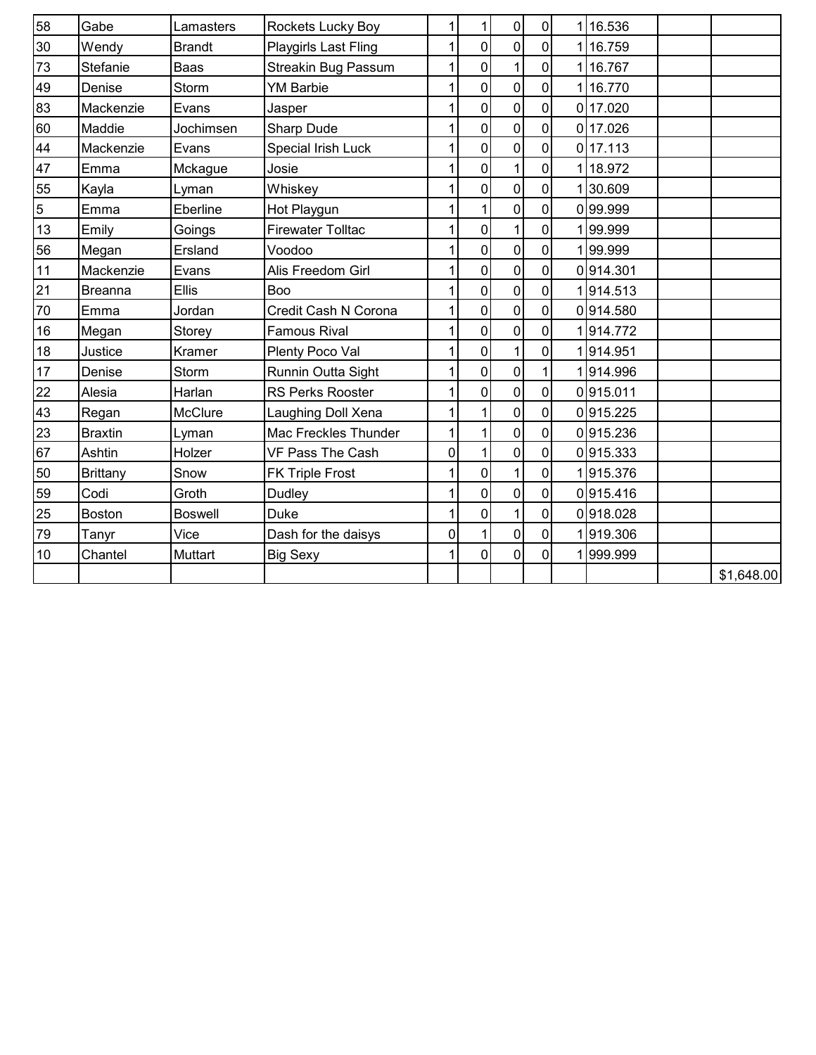| | | | | | | | | | | | |
|---|---|---|---|---|---|---|---|---|---|---|---|
| 58 | Gabe | Lamasters | Rockets Lucky Boy | 1 | 1 | 0 | 0 | 1 | 16.536 | | |
| 30 | Wendy | Brandt | Playgirls Last Fling | 1 | 0 | 0 | 0 | 1 | 16.759 | | |
| 73 | Stefanie | Baas | Streakin Bug Passum | 1 | 0 | 1 | 0 | 1 | 16.767 | | |
| 49 | Denise | Storm | YM Barbie | 1 | 0 | 0 | 0 | 1 | 16.770 | | |
| 83 | Mackenzie | Evans | Jasper | 1 | 0 | 0 | 0 | 0 | 17.020 | | |
| 60 | Maddie | Jochimsen | Sharp Dude | 1 | 0 | 0 | 0 | 0 | 17.026 | | |
| 44 | Mackenzie | Evans | Special Irish Luck | 1 | 0 | 0 | 0 | 0 | 17.113 | | |
| 47 | Emma | Mckague | Josie | 1 | 0 | 1 | 0 | 1 | 18.972 | | |
| 55 | Kayla | Lyman | Whiskey | 1 | 0 | 0 | 0 | 1 | 30.609 | | |
| 5 | Emma | Eberline | Hot Playgun | 1 | 1 | 0 | 0 | 0 | 99.999 | | |
| 13 | Emily | Goings | Firewater Tolltac | 1 | 0 | 1 | 0 | 1 | 99.999 | | |
| 56 | Megan | Ersland | Voodoo | 1 | 0 | 0 | 0 | 1 | 99.999 | | |
| 11 | Mackenzie | Evans | Alis Freedom Girl | 1 | 0 | 0 | 0 | 0 | 914.301 | | |
| 21 | Breanna | Ellis | Boo | 1 | 0 | 0 | 0 | 1 | 914.513 | | |
| 70 | Emma | Jordan | Credit Cash N Corona | 1 | 0 | 0 | 0 | 0 | 914.580 | | |
| 16 | Megan | Storey | Famous Rival | 1 | 0 | 0 | 0 | 1 | 914.772 | | |
| 18 | Justice | Kramer | Plenty Poco Val | 1 | 0 | 1 | 0 | 1 | 914.951 | | |
| 17 | Denise | Storm | Runnin Outta Sight | 1 | 0 | 0 | 1 | 1 | 914.996 | | |
| 22 | Alesia | Harlan | RS Perks Rooster | 1 | 0 | 0 | 0 | 0 | 915.011 | | |
| 43 | Regan | McClure | Laughing Doll Xena | 1 | 1 | 0 | 0 | 0 | 915.225 | | |
| 23 | Braxtin | Lyman | Mac Freckles Thunder | 1 | 1 | 0 | 0 | 0 | 915.236 | | |
| 67 | Ashtin | Holzer | VF Pass The Cash | 0 | 1 | 0 | 0 | 0 | 915.333 | | |
| 50 | Brittany | Snow | FK Triple Frost | 1 | 0 | 1 | 0 | 1 | 915.376 | | |
| 59 | Codi | Groth | Dudley | 1 | 0 | 0 | 0 | 0 | 915.416 | | |
| 25 | Boston | Boswell | Duke | 1 | 0 | 1 | 0 | 0 | 918.028 | | |
| 79 | Tanyr | Vice | Dash for the daisys | 0 | 1 | 0 | 0 | 1 | 919.306 | | |
| 10 | Chantel | Muttart | Big Sexy | 1 | 0 | 0 | 0 | 1 | 999.999 | | |
| | | | | | | | | | | | $1,648.00 |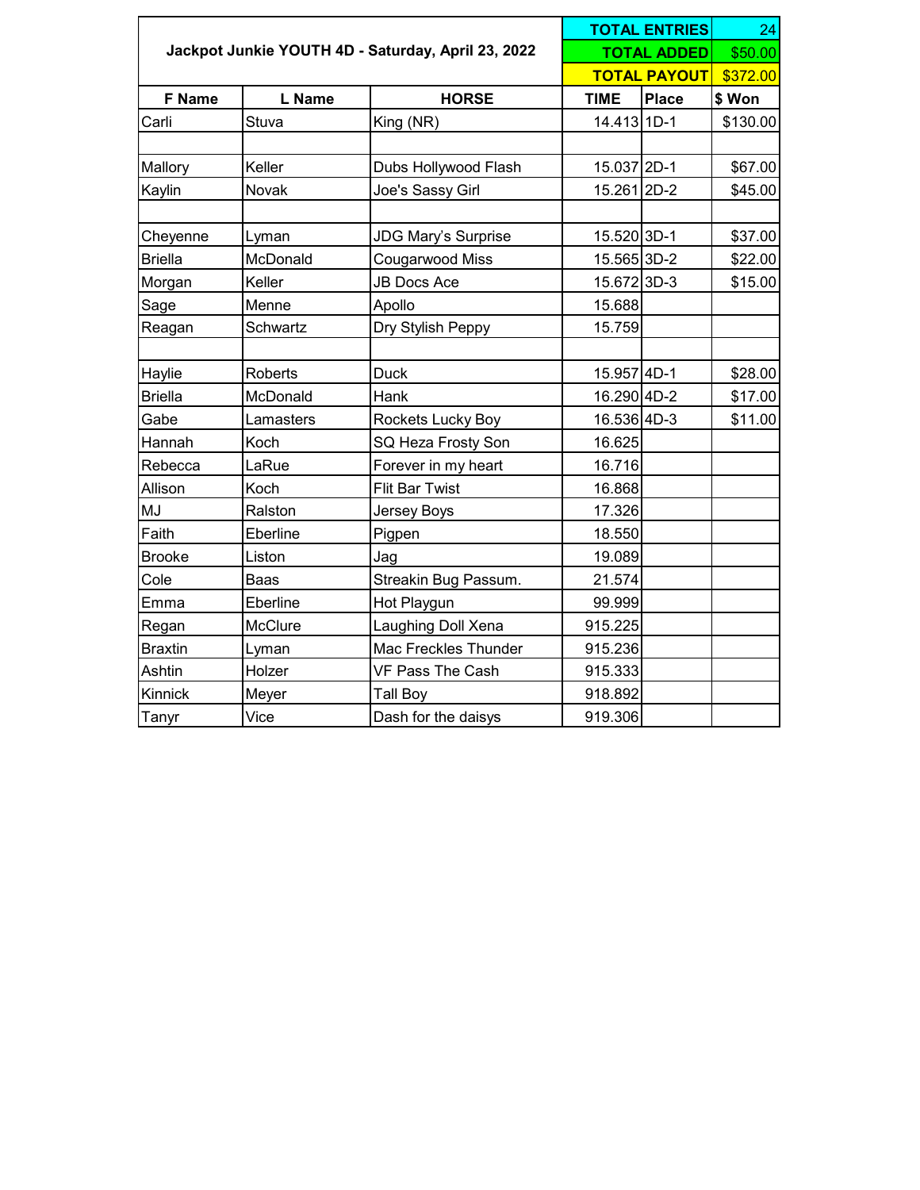| Jackpot Junkie YOUTH 4D - Saturday, April 23, 2022 | | | TOTAL ENTRIES | | 24 |
|---|---|---|---|---|---|
| | | | TOTAL ADDED | | $50.00 |
| | | | TOTAL PAYOUT | | $372.00 |
| **F Name** | **L Name** | **HORSE** | **TIME** | **Place** | **$ Won** |
| Carli | Stuva | King (NR) | 14.413 | 1D-1 | $130.00 |
| | | | | | |
| Mallory | Keller | Dubs Hollywood Flash | 15.037 | 2D-1 | $67.00 |
| Kaylin | Novak | Joe's Sassy Girl | 15.261 | 2D-2 | $45.00 |
| | | | | | |
| Cheyenne | Lyman | JDG Mary's Surprise | 15.520 | 3D-1 | $37.00 |
| Briella | McDonald | Cougarwood Miss | 15.565 | 3D-2 | $22.00 |
| Morgan | Keller | JB Docs Ace | 15.672 | 3D-3 | $15.00 |
| Sage | Menne | Apollo | 15.688 | | |
| Reagan | Schwartz | Dry Stylish Peppy | 15.759 | | |
| | | | | | |
| Haylie | Roberts | Duck | 15.957 | 4D-1 | $28.00 |
| Briella | McDonald | Hank | 16.290 | 4D-2 | $17.00 |
| Gabe | Lamasters | Rockets Lucky Boy | 16.536 | 4D-3 | $11.00 |
| Hannah | Koch | SQ Heza Frosty Son | 16.625 | | |
| Rebecca | LaRue | Forever in my heart | 16.716 | | |
| Allison | Koch | Flit Bar Twist | 16.868 | | |
| MJ | Ralston | Jersey Boys | 17.326 | | |
| Faith | Eberline | Pigpen | 18.550 | | |
| Brooke | Liston | Jag | 19.089 | | |
| Cole | Baas | Streakin Bug Passum. | 21.574 | | |
| Emma | Eberline | Hot Playgun | 99.999 | | |
| Regan | McClure | Laughing Doll Xena | 915.225 | | |
| Braxtin | Lyman | Mac Freckles Thunder | 915.236 | | |
| Ashtin | Holzer | VF Pass The Cash | 915.333 | | |
| Kinnick | Meyer | Tall Boy | 918.892 | | |
| Tanyr | Vice | Dash for the daisys | 919.306 | | |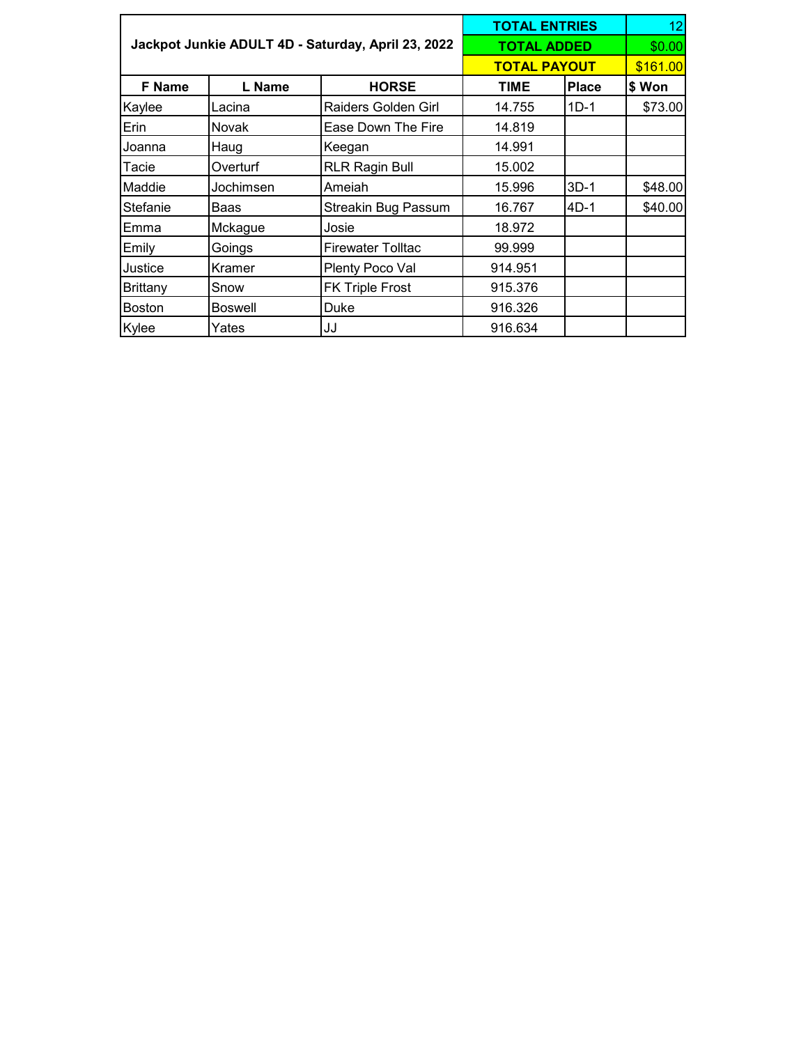| Jackpot Junkie ADULT 4D - Saturday, April 23, 2022 | | | TOTAL ENTRIES | | 12 |
|---|---|---|---|---|---|
| | | | TOTAL ADDED | | $0.00 |
| | | | TOTAL PAYOUT | | $161.00 |
| F Name | L Name | HORSE | TIME | Place | $ Won |
| Kaylee | Lacina | Raiders Golden Girl | 14.755 | 1D-1 | $73.00 |
| Erin | Novak | Ease Down The Fire | 14.819 | | |
| Joanna | Haug | Keegan | 14.991 | | |
| Tacie | Overturf | RLR Ragin Bull | 15.002 | | |
| Maddie | Jochimsen | Ameiah | 15.996 | 3D-1 | $48.00 |
| Stefanie | Baas | Streakin Bug Passum | 16.767 | 4D-1 | $40.00 |
| Emma | Mckague | Josie | 18.972 | | |
| Emily | Goings | Firewater Tolltac | 99.999 | | |
| Justice | Kramer | Plenty Poco Val | 914.951 | | |
| Brittany | Snow | FK Triple Frost | 915.376 | | |
| Boston | Boswell | Duke | 916.326 | | |
| Kylee | Yates | JJ | 916.634 | | |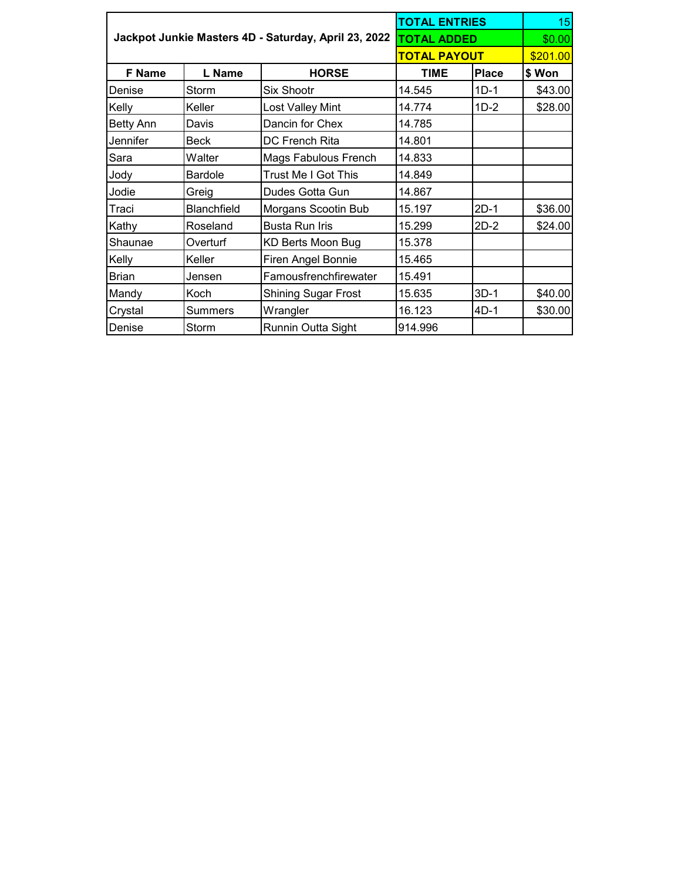| Jackpot Junkie Masters 4D - Saturday, April 23, 2022 | | | TOTAL ENTRIES | | 15 |
|---|---|---|---|---|---|
| | | | TOTAL ADDED | | $0.00 |
| | | | TOTAL PAYOUT | | $201.00 |
| F Name | L Name | HORSE | TIME | Place | $ Won |
| Denise | Storm | Six Shootr | 14.545 | 1D-1 | $43.00 |
| Kelly | Keller | Lost Valley Mint | 14.774 | 1D-2 | $28.00 |
| Betty Ann | Davis | Dancin for Chex | 14.785 | | |
| Jennifer | Beck | DC French Rita | 14.801 | | |
| Sara | Walter | Mags Fabulous French | 14.833 | | |
| Jody | Bardole | Trust Me I Got This | 14.849 | | |
| Jodie | Greig | Dudes Gotta Gun | 14.867 | | |
| Traci | Blanchfield | Morgans Scootin Bub | 15.197 | 2D-1 | $36.00 |
| Kathy | Roseland | Busta Run Iris | 15.299 | 2D-2 | $24.00 |
| Shaunae | Overturf | KD Berts Moon Bug | 15.378 | | |
| Kelly | Keller | Firen Angel Bonnie | 15.465 | | |
| Brian | Jensen | Famousfrenchfirewater | 15.491 | | |
| Mandy | Koch | Shining Sugar Frost | 15.635 | 3D-1 | $40.00 |
| Crystal | Summers | Wrangler | 16.123 | 4D-1 | $30.00 |
| Denise | Storm | Runnin Outta Sight | 914.996 | | |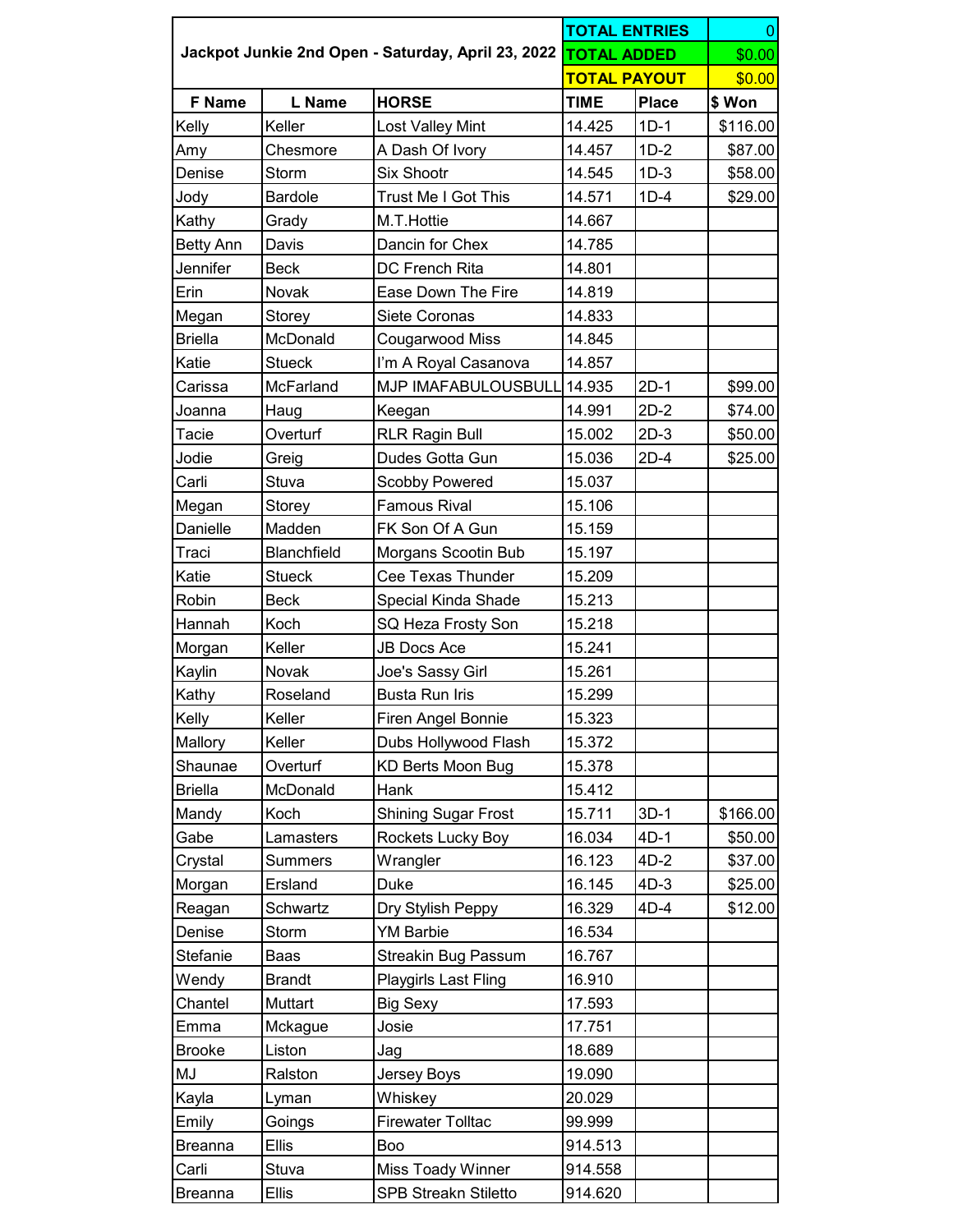| Jackpot Junkie 2nd Open - Saturday, April 23, 2022 | | | TOTAL ENTRIES | | 0 |
|---|---|---|---|---|---|
| | | | TOTAL ADDED | | $0.00 |
| | | | TOTAL PAYOUT | | $0.00 |
| F Name | L Name | HORSE | TIME | Place | $ Won |
| Kelly | Keller | Lost Valley Mint | 14.425 | 1D-1 | $116.00 |
| Amy | Chesmore | A Dash Of Ivory | 14.457 | 1D-2 | $87.00 |
| Denise | Storm | Six Shootr | 14.545 | 1D-3 | $58.00 |
| Jody | Bardole | Trust Me I Got This | 14.571 | 1D-4 | $29.00 |
| Kathy | Grady | M.T.Hottie | 14.667 | | |
| Betty Ann | Davis | Dancin for Chex | 14.785 | | |
| Jennifer | Beck | DC French Rita | 14.801 | | |
| Erin | Novak | Ease Down The Fire | 14.819 | | |
| Megan | Storey | Siete Coronas | 14.833 | | |
| Briella | McDonald | Cougarwood Miss | 14.845 | | |
| Katie | Stueck | I'm A Royal Casanova | 14.857 | | |
| Carissa | McFarland | MJP IMAFABULOUSBULL | 14.935 | 2D-1 | $99.00 |
| Joanna | Haug | Keegan | 14.991 | 2D-2 | $74.00 |
| Tacie | Overturf | RLR Ragin Bull | 15.002 | 2D-3 | $50.00 |
| Jodie | Greig | Dudes Gotta Gun | 15.036 | 2D-4 | $25.00 |
| Carli | Stuva | Scobby Powered | 15.037 | | |
| Megan | Storey | Famous Rival | 15.106 | | |
| Danielle | Madden | FK Son Of A Gun | 15.159 | | |
| Traci | Blanchfield | Morgans Scootin Bub | 15.197 | | |
| Katie | Stueck | Cee Texas Thunder | 15.209 | | |
| Robin | Beck | Special Kinda Shade | 15.213 | | |
| Hannah | Koch | SQ Heza Frosty Son | 15.218 | | |
| Morgan | Keller | JB Docs Ace | 15.241 | | |
| Kaylin | Novak | Joe's Sassy Girl | 15.261 | | |
| Kathy | Roseland | Busta Run Iris | 15.299 | | |
| Kelly | Keller | Firen Angel Bonnie | 15.323 | | |
| Mallory | Keller | Dubs Hollywood Flash | 15.372 | | |
| Shaunae | Overturf | KD Berts Moon Bug | 15.378 | | |
| Briella | McDonald | Hank | 15.412 | | |
| Mandy | Koch | Shining Sugar Frost | 15.711 | 3D-1 | $166.00 |
| Gabe | Lamasters | Rockets Lucky Boy | 16.034 | 4D-1 | $50.00 |
| Crystal | Summers | Wrangler | 16.123 | 4D-2 | $37.00 |
| Morgan | Ersland | Duke | 16.145 | 4D-3 | $25.00 |
| Reagan | Schwartz | Dry Stylish Peppy | 16.329 | 4D-4 | $12.00 |
| Denise | Storm | YM Barbie | 16.534 | | |
| Stefanie | Baas | Streakin Bug Passum | 16.767 | | |
| Wendy | Brandt | Playgirls Last Fling | 16.910 | | |
| Chantel | Muttart | Big Sexy | 17.593 | | |
| Emma | Mckague | Josie | 17.751 | | |
| Brooke | Liston | Jag | 18.689 | | |
| MJ | Ralston | Jersey Boys | 19.090 | | |
| Kayla | Lyman | Whiskey | 20.029 | | |
| Emily | Goings | Firewater Tolltac | 99.999 | | |
| Breanna | Ellis | Boo | 914.513 | | |
| Carli | Stuva | Miss Toady Winner | 914.558 | | |
| Breanna | Ellis | SPB Streakn Stiletto | 914.620 | | |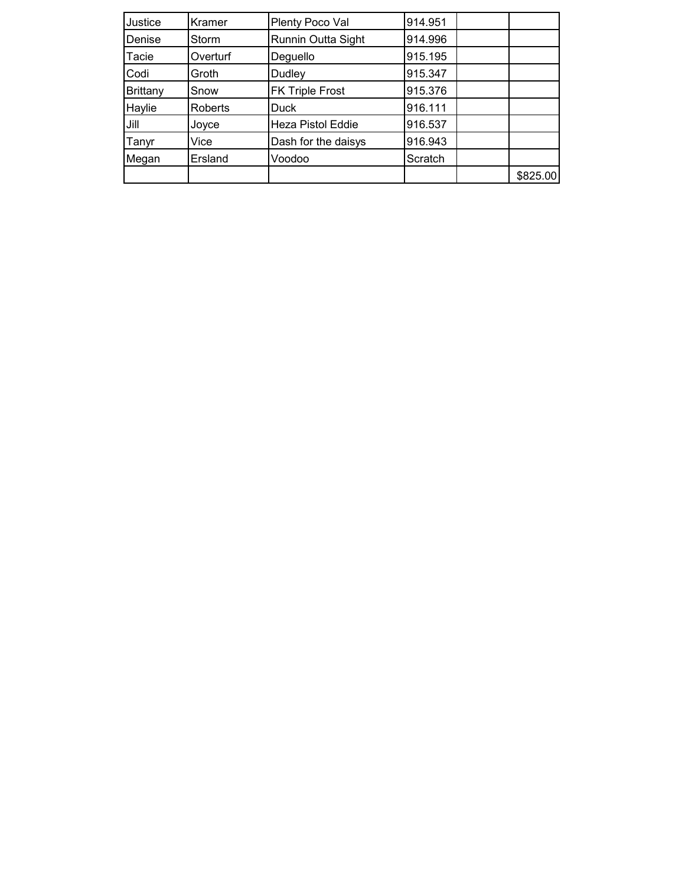| | | | | | |
|---|---|---|---|---|---|
| Justice | Kramer | Plenty Poco Val | 914.951 | | |
| Denise | Storm | Runnin Outta Sight | 914.996 | | |
| Tacie | Overturf | Deguello | 915.195 | | |
| Codi | Groth | Dudley | 915.347 | | |
| Brittany | Snow | FK Triple Frost | 915.376 | | |
| Haylie | Roberts | Duck | 916.111 | | |
| Jill | Joyce | Heza Pistol Eddie | 916.537 | | |
| Tanyr | Vice | Dash for the daisys | 916.943 | | |
| Megan | Ersland | Voodoo | Scratch | | |
| | | | | | $825.00 |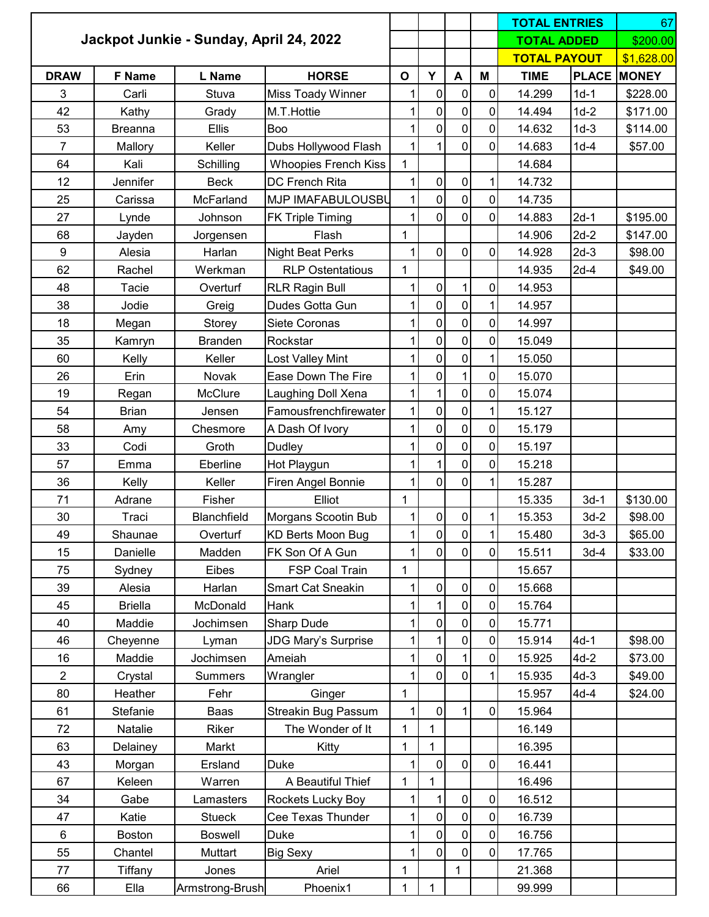| Jackpot Junkie - Sunday, April 24, 2022 | | | | | | | | TOTAL ENTRIES | | 67 |
|---|---|---|---|---|---|---|---|---|---|---|
| | | | | | | | | TOTAL ADDED | | $200.00 |
| | | | | | | | | TOTAL PAYOUT | | $1,628.00 |
| DRAW | F Name | L Name | HORSE | O | Y | A | M | TIME | PLACE | MONEY |
| 3 | Carli | Stuva | Miss Toady Winner | 1 | 0 | 0 | 0 | 14.299 | 1d-1 | $228.00 |
| 42 | Kathy | Grady | M.T.Hottie | 1 | 0 | 0 | 0 | 14.494 | 1d-2 | $171.00 |
| 53 | Breanna | Ellis | Boo | 1 | 0 | 0 | 0 | 14.632 | 1d-3 | $114.00 |
| 7 | Mallory | Keller | Dubs Hollywood Flash | 1 | 1 | 0 | 0 | 14.683 | 1d-4 | $57.00 |
| 64 | Kali | Schilling | Whoopies French Kiss | 1 | | | | 14.684 | | |
| 12 | Jennifer | Beck | DC French Rita | 1 | 0 | 0 | 1 | 14.732 | | |
| 25 | Carissa | McFarland | MJP IMAFABULOUSBU | 1 | 0 | 0 | 0 | 14.735 | | |
| 27 | Lynde | Johnson | FK Triple Timing | 1 | 0 | 0 | 0 | 14.883 | 2d-1 | $195.00 |
| 68 | Jayden | Jorgensen | Flash | 1 | | | | 14.906 | 2d-2 | $147.00 |
| 9 | Alesia | Harlan | Night Beat Perks | 1 | 0 | 0 | 0 | 14.928 | 2d-3 | $98.00 |
| 62 | Rachel | Werkman | RLP Ostentatious | 1 | | | | 14.935 | 2d-4 | $49.00 |
| 48 | Tacie | Overturf | RLR Ragin Bull | 1 | 0 | 1 | 0 | 14.953 | | |
| 38 | Jodie | Greig | Dudes Gotta Gun | 1 | 0 | 0 | 1 | 14.957 | | |
| 18 | Megan | Storey | Siete Coronas | 1 | 0 | 0 | 0 | 14.997 | | |
| 35 | Kamryn | Branden | Rockstar | 1 | 0 | 0 | 0 | 15.049 | | |
| 60 | Kelly | Keller | Lost Valley Mint | 1 | 0 | 0 | 1 | 15.050 | | |
| 26 | Erin | Novak | Ease Down The Fire | 1 | 0 | 1 | 0 | 15.070 | | |
| 19 | Regan | McClure | Laughing Doll Xena | 1 | 1 | 0 | 0 | 15.074 | | |
| 54 | Brian | Jensen | Famousfrenchfirewater | 1 | 0 | 0 | 1 | 15.127 | | |
| 58 | Amy | Chesmore | A Dash Of Ivory | 1 | 0 | 0 | 0 | 15.179 | | |
| 33 | Codi | Groth | Dudley | 1 | 0 | 0 | 0 | 15.197 | | |
| 57 | Emma | Eberline | Hot Playgun | 1 | 1 | 0 | 0 | 15.218 | | |
| 36 | Kelly | Keller | Firen Angel Bonnie | 1 | 0 | 0 | 1 | 15.287 | | |
| 71 | Adrane | Fisher | Elliot | 1 | | | | 15.335 | 3d-1 | $130.00 |
| 30 | Traci | Blanchfield | Morgans Scootin Bub | 1 | 0 | 0 | 1 | 15.353 | 3d-2 | $98.00 |
| 49 | Shaunae | Overturf | KD Berts Moon Bug | 1 | 0 | 0 | 1 | 15.480 | 3d-3 | $65.00 |
| 15 | Danielle | Madden | FK Son Of A Gun | 1 | 0 | 0 | 0 | 15.511 | 3d-4 | $33.00 |
| 75 | Sydney | Eibes | FSP Coal Train | 1 | | | | 15.657 | | |
| 39 | Alesia | Harlan | Smart Cat Sneakin | 1 | 0 | 0 | 0 | 15.668 | | |
| 45 | Briella | McDonald | Hank | 1 | 1 | 0 | 0 | 15.764 | | |
| 40 | Maddie | Jochimsen | Sharp Dude | 1 | 0 | 0 | 0 | 15.771 | | |
| 46 | Cheyenne | Lyman | JDG Mary's Surprise | 1 | 1 | 0 | 0 | 15.914 | 4d-1 | $98.00 |
| 16 | Maddie | Jochimsen | Ameiah | 1 | 0 | 1 | 0 | 15.925 | 4d-2 | $73.00 |
| 2 | Crystal | Summers | Wrangler | 1 | 0 | 0 | 1 | 15.935 | 4d-3 | $49.00 |
| 80 | Heather | Fehr | Ginger | 1 | | | | 15.957 | 4d-4 | $24.00 |
| 61 | Stefanie | Baas | Streakin Bug Passum | 1 | 0 | 1 | 0 | 15.964 | | |
| 72 | Natalie | Riker | The Wonder of It | 1 | 1 | | | 16.149 | | |
| 63 | Delainey | Markt | Kitty | 1 | 1 | | | 16.395 | | |
| 43 | Morgan | Ersland | Duke | 1 | 0 | 0 | 0 | 16.441 | | |
| 67 | Keleen | Warren | A Beautiful Thief | 1 | 1 | | | 16.496 | | |
| 34 | Gabe | Lamasters | Rockets Lucky Boy | 1 | 1 | 0 | 0 | 16.512 | | |
| 47 | Katie | Stueck | Cee Texas Thunder | 1 | 0 | 0 | 0 | 16.739 | | |
| 6 | Boston | Boswell | Duke | 1 | 0 | 0 | 0 | 16.756 | | |
| 55 | Chantel | Muttart | Big Sexy | 1 | 0 | 0 | 0 | 17.765 | | |
| 77 | Tiffany | Jones | Ariel | 1 | | 1 | | 21.368 | | |
| 66 | Ella | Armstrong-Brush | Phoenix1 | 1 | 1 | | | 99.999 | | |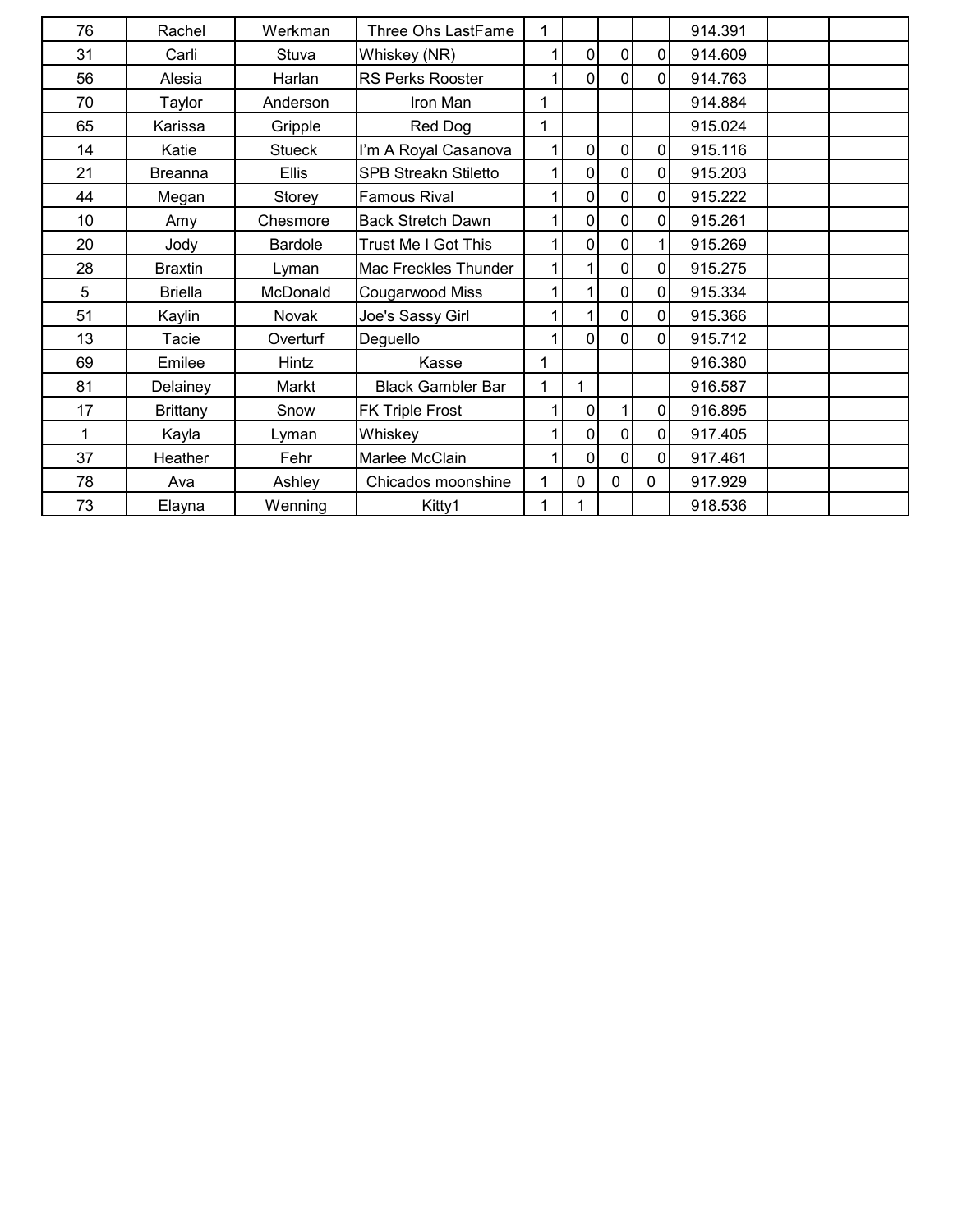| | | | | | | | | | | |
|---|---|---|---|---|---|---|---|---|---|---|
| 76 | Rachel | Werkman | Three Ohs LastFame | 1 | | | | 914.391 | | |
| 31 | Carli | Stuva | Whiskey (NR) | 1 | 0 | 0 | 0 | 914.609 | | |
| 56 | Alesia | Harlan | RS Perks Rooster | 1 | 0 | 0 | 0 | 914.763 | | |
| 70 | Taylor | Anderson | Iron Man | 1 | | | | 914.884 | | |
| 65 | Karissa | Gripple | Red Dog | 1 | | | | 915.024 | | |
| 14 | Katie | Stueck | I'm A Royal Casanova | 1 | 0 | 0 | 0 | 915.116 | | |
| 21 | Breanna | Ellis | SPB Streakn Stiletto | 1 | 0 | 0 | 0 | 915.203 | | |
| 44 | Megan | Storey | Famous Rival | 1 | 0 | 0 | 0 | 915.222 | | |
| 10 | Amy | Chesmore | Back Stretch Dawn | 1 | 0 | 0 | 0 | 915.261 | | |
| 20 | Jody | Bardole | Trust Me I Got This | 1 | 0 | 0 | 1 | 915.269 | | |
| 28 | Braxtin | Lyman | Mac Freckles Thunder | 1 | 1 | 0 | 0 | 915.275 | | |
| 5 | Briella | McDonald | Cougarwood Miss | 1 | 1 | 0 | 0 | 915.334 | | |
| 51 | Kaylin | Novak | Joe's Sassy Girl | 1 | 1 | 0 | 0 | 915.366 | | |
| 13 | Tacie | Overturf | Deguello | 1 | 0 | 0 | 0 | 915.712 | | |
| 69 | Emilee | Hintz | Kasse | 1 | | | | 916.380 | | |
| 81 | Delainey | Markt | Black Gambler Bar | 1 | 1 | | | 916.587 | | |
| 17 | Brittany | Snow | FK Triple Frost | 1 | 0 | 1 | 0 | 916.895 | | |
| 1 | Kayla | Lyman | Whiskey | 1 | 0 | 0 | 0 | 917.405 | | |
| 37 | Heather | Fehr | Marlee McClain | 1 | 0 | 0 | 0 | 917.461 | | |
| 78 | Ava | Ashley | Chicados moonshine | 1 | 0 | 0 | 0 | 917.929 | | |
| 73 | Elayna | Wenning | Kitty1 | 1 | 1 | | | 918.536 | | |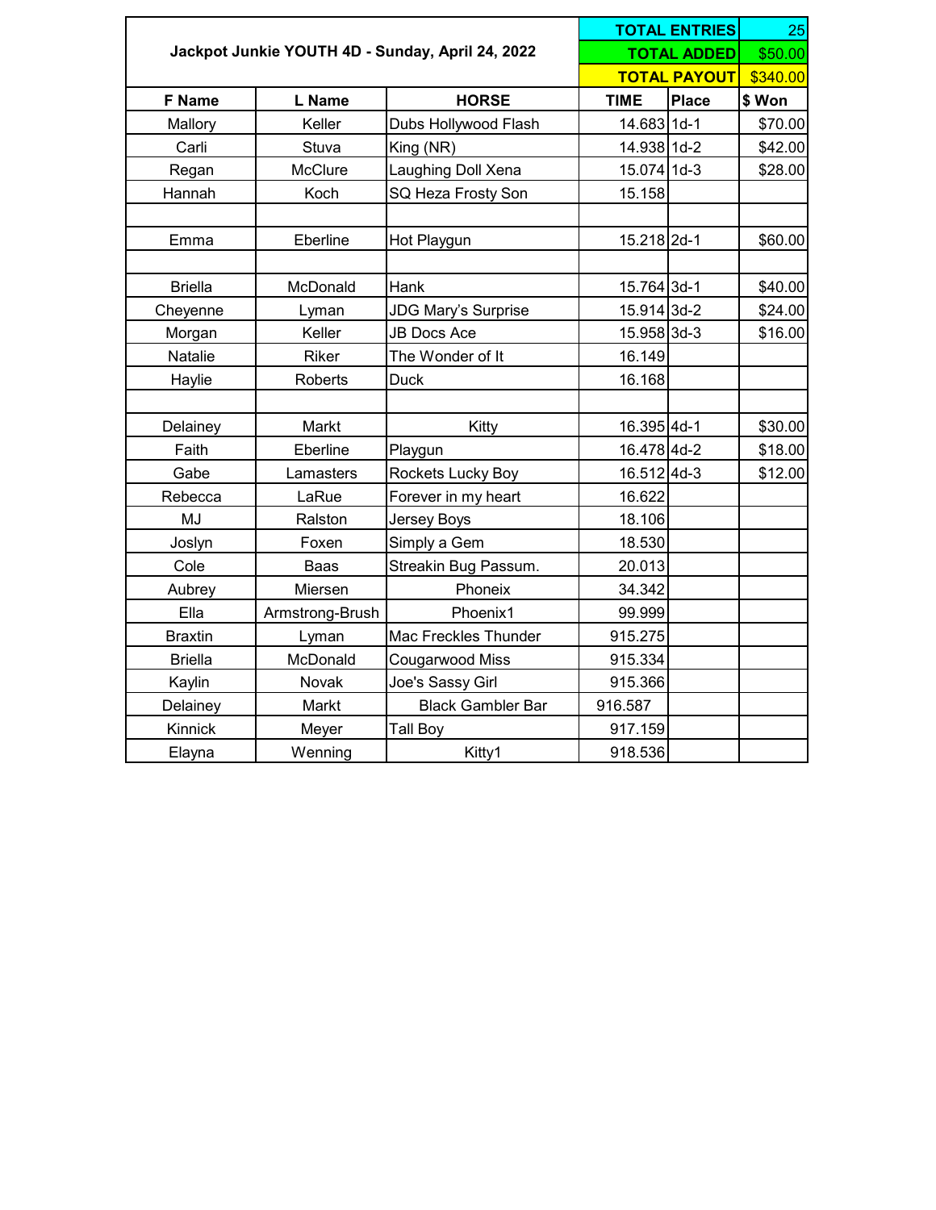| Jackpot Junkie YOUTH 4D - Sunday, April 24, 2022 | | | TOTAL ENTRIES | | 25 |
|---|---|---|---|---|---|
| | | | TOTAL ADDED | | $50.00 |
| | | | TOTAL PAYOUT | | $340.00 |
| **F Name** | **L Name** | **HORSE** | **TIME** | **Place** | **$ Won** |
| Mallory | Keller | Dubs Hollywood Flash | 14.683 | 1d-1 | $70.00 |
| Carli | Stuva | King (NR) | 14.938 | 1d-2 | $42.00 |
| Regan | McClure | Laughing Doll Xena | 15.074 | 1d-3 | $28.00 |
| Hannah | Koch | SQ Heza Frosty Son | 15.158 | | |
| | | | | | |
| Emma | Eberline | Hot Playgun | 15.218 | 2d-1 | $60.00 |
| | | | | | |
| Briella | McDonald | Hank | 15.764 | 3d-1 | $40.00 |
| Cheyenne | Lyman | JDG Mary's Surprise | 15.914 | 3d-2 | $24.00 |
| Morgan | Keller | JB Docs Ace | 15.958 | 3d-3 | $16.00 |
| Natalie | Riker | The Wonder of It | 16.149 | | |
| Haylie | Roberts | Duck | 16.168 | | |
| | | | | | |
| Delainey | Markt | Kitty | 16.395 | 4d-1 | $30.00 |
| Faith | Eberline | Playgun | 16.478 | 4d-2 | $18.00 |
| Gabe | Lamasters | Rockets Lucky Boy | 16.512 | 4d-3 | $12.00 |
| Rebecca | LaRue | Forever in my heart | 16.622 | | |
| MJ | Ralston | Jersey Boys | 18.106 | | |
| Joslyn | Foxen | Simply a Gem | 18.530 | | |
| Cole | Baas | Streakin Bug Passum. | 20.013 | | |
| Aubrey | Miersen | Phoneix | 34.342 | | |
| Ella | Armstrong-Brush | Phoenix1 | 99.999 | | |
| Braxtin | Lyman | Mac Freckles Thunder | 915.275 | | |
| Briella | McDonald | Cougarwood Miss | 915.334 | | |
| Kaylin | Novak | Joe's Sassy Girl | 915.366 | | |
| Delainey | Markt | Black Gambler Bar | 916.587 | | |
| Kinnick | Meyer | Tall Boy | 917.159 | | |
| Elayna | Wenning | Kitty1 | 918.536 | | |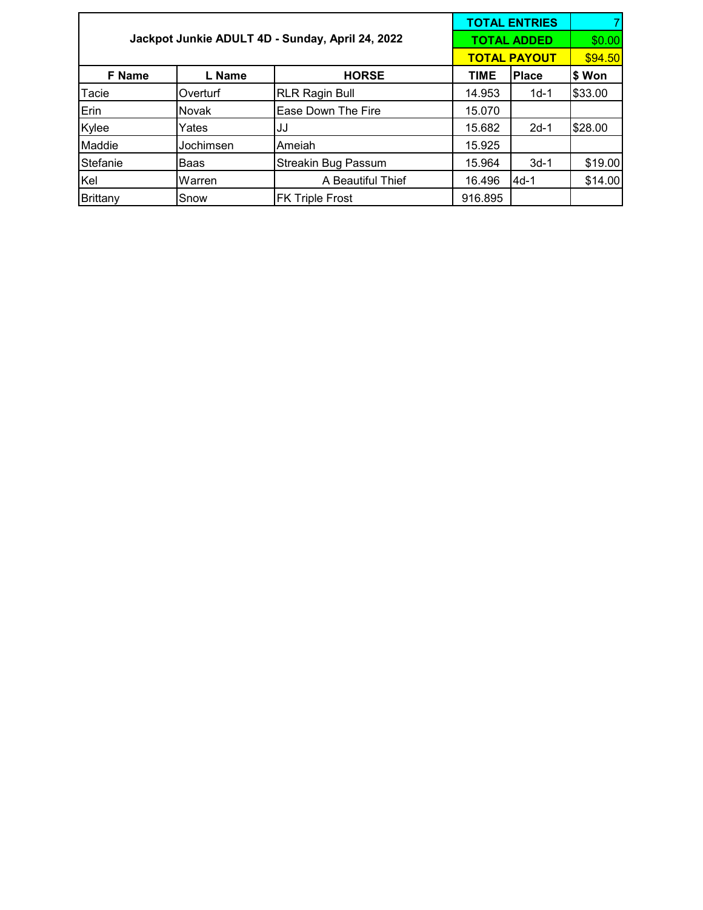| Jackpot Junkie ADULT 4D - Sunday, April 24, 2022 | | | TOTAL ENTRIES | | 7 |
|---|---|---|---|---|---|
| | | | TOTAL ADDED | | $0.00 |
| | | | TOTAL PAYOUT | | $94.50 |
| F Name | L Name | HORSE | TIME | Place | $ Won |
| Tacie | Overturf | RLR Ragin Bull | 14.953 | 1d-1 | $33.00 |
| Erin | Novak | Ease Down The Fire | 15.070 | | |
| Kylee | Yates | JJ | 15.682 | 2d-1 | $28.00 |
| Maddie | Jochimsen | Ameiah | 15.925 | | |
| Stefanie | Baas | Streakin Bug Passum | 15.964 | 3d-1 | $19.00 |
| Kel | Warren | A Beautiful Thief | 16.496 | 4d-1 | $14.00 |
| Brittany | Snow | FK Triple Frost | 916.895 | | |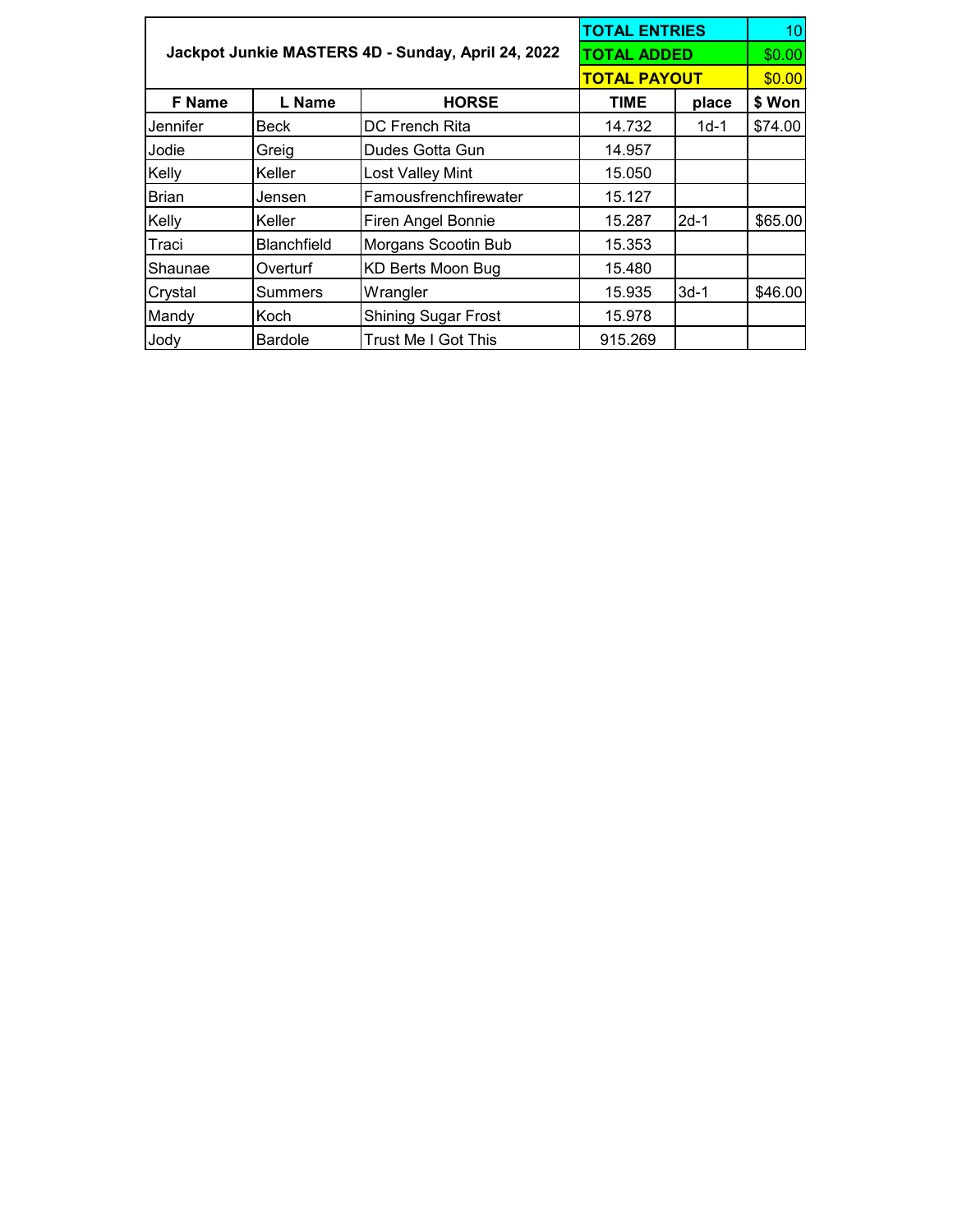| Jackpot Junkie MASTERS 4D - Sunday, April 24, 2022 | | | TOTAL ENTRIES | | 10 |
|---|---|---|---|---|---|
| | | | TOTAL ADDED | | $0.00 |
| | | | TOTAL PAYOUT | | $0.00 |
| F Name | L Name | HORSE | TIME | place | $ Won |
| Jennifer | Beck | DC French Rita | 14.732 | 1d-1 | $74.00 |
| Jodie | Greig | Dudes Gotta Gun | 14.957 | | |
| Kelly | Keller | Lost Valley Mint | 15.050 | | |
| Brian | Jensen | Famousfrenchfirewater | 15.127 | | |
| Kelly | Keller | Firen Angel Bonnie | 15.287 | 2d-1 | $65.00 |
| Traci | Blanchfield | Morgans Scootin Bub | 15.353 | | |
| Shaunae | Overturf | KD Berts Moon Bug | 15.480 | | |
| Crystal | Summers | Wrangler | 15.935 | 3d-1 | $46.00 |
| Mandy | Koch | Shining Sugar Frost | 15.978 | | |
| Jody | Bardole | Trust Me I Got This | 915.269 | | |